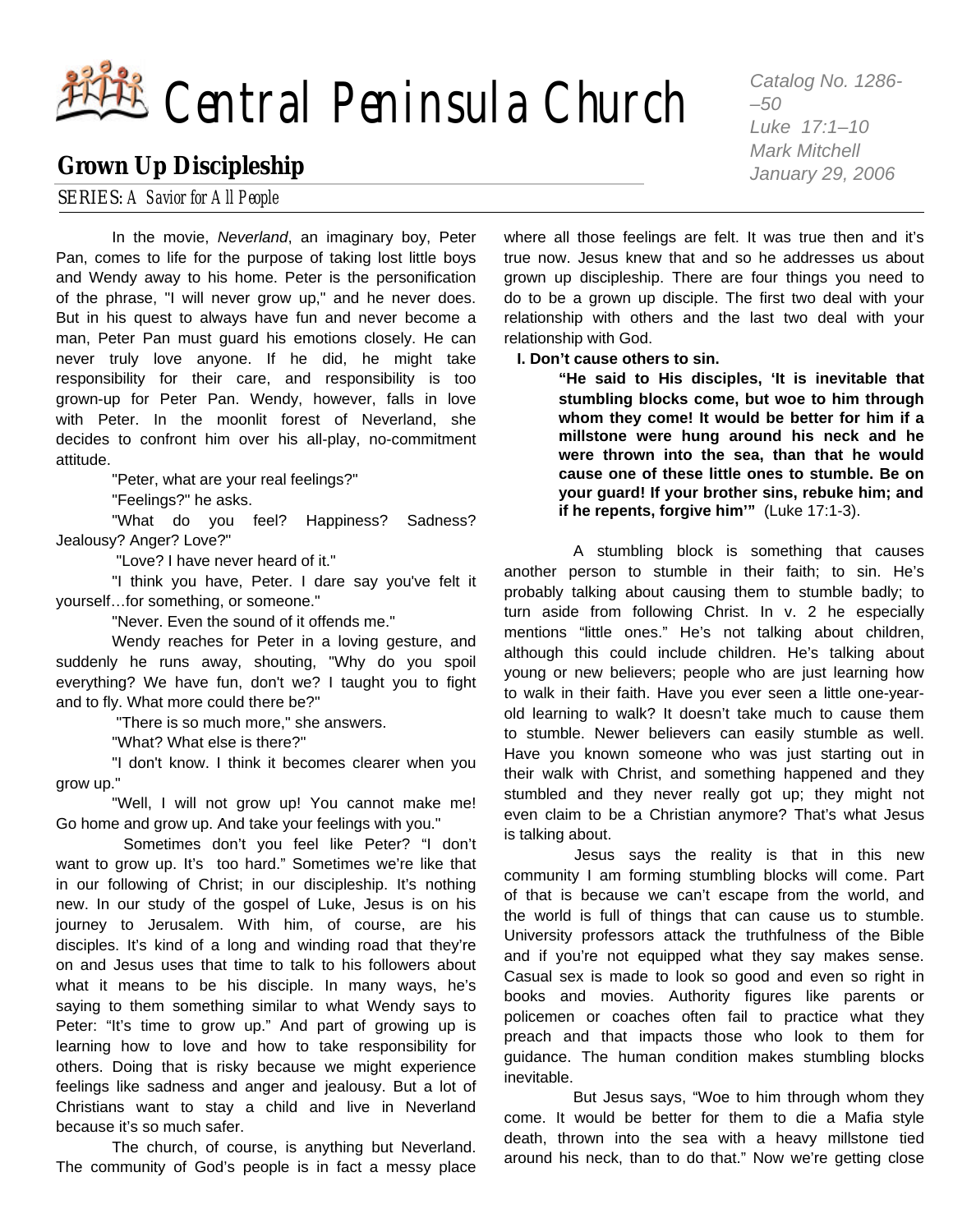# Central Peninsula Church

*Catalog No. 1286-–50*
*Luke 17:1–10*
*Mark Mitchell*
*January 29, 2006*

## Grown Up Discipleship

SERIES: *A Savior for All People*

In the movie, *Neverland*, an imaginary boy, Peter Pan, comes to life for the purpose of taking lost little boys and Wendy away to his home. Peter is the personification of the phrase, "I will never grow up," and he never does. But in his quest to always have fun and never become a man, Peter Pan must guard his emotions closely. He can never truly love anyone. If he did, he might take responsibility for their care, and responsibility is too grown-up for Peter Pan. Wendy, however, falls in love with Peter. In the moonlit forest of Neverland, she decides to confront him over his all-play, no-commitment attitude.

"Peter, what are your real feelings?"

"Feelings?" he asks.

"What do you feel? Happiness? Sadness? Jealousy? Anger? Love?"

"Love? I have never heard of it."

"I think you have, Peter. I dare say you've felt it yourself…for something, or someone."

"Never. Even the sound of it offends me."

Wendy reaches for Peter in a loving gesture, and suddenly he runs away, shouting, "Why do you spoil everything? We have fun, don't we? I taught you to fight and to fly. What more could there be?"

"There is so much more," she answers.

"What? What else is there?"

"I don't know. I think it becomes clearer when you grow up."

"Well, I will not grow up! You cannot make me! Go home and grow up. And take your feelings with you."

Sometimes don't you feel like Peter? "I don't want to grow up. It's too hard." Sometimes we're like that in our following of Christ; in our discipleship. It's nothing new. In our study of the gospel of Luke, Jesus is on his journey to Jerusalem. With him, of course, are his disciples. It's kind of a long and winding road that they're on and Jesus uses that time to talk to his followers about what it means to be his disciple. In many ways, he's saying to them something similar to what Wendy says to Peter: "It's time to grow up." And part of growing up is learning how to love and how to take responsibility for others. Doing that is risky because we might experience feelings like sadness and anger and jealousy. But a lot of Christians want to stay a child and live in Neverland because it's so much safer.

The church, of course, is anything but Neverland. The community of God's people is in fact a messy place where all those feelings are felt. It was true then and it's true now. Jesus knew that and so he addresses us about grown up discipleship. There are four things you need to do to be a grown up disciple. The first two deal with your relationship with others and the last two deal with your relationship with God.

**I. Don't cause others to sin.**

> **"He said to His disciples, 'It is inevitable that stumbling blocks come, but woe to him through whom they come! It would be better for him if a millstone were hung around his neck and he were thrown into the sea, than that he would cause one of these little ones to stumble. Be on your guard! If your brother sins, rebuke him; and if he repents, forgive him'"** (Luke 17:1-3).

A stumbling block is something that causes another person to stumble in their faith; to sin. He's probably talking about causing them to stumble badly; to turn aside from following Christ. In v. 2 he especially mentions "little ones." He's not talking about children, although this could include children. He's talking about young or new believers; people who are just learning how to walk in their faith. Have you ever seen a little one-year-old learning to walk? It doesn't take much to cause them to stumble. Newer believers can easily stumble as well. Have you known someone who was just starting out in their walk with Christ, and something happened and they stumbled and they never really got up; they might not even claim to be a Christian anymore? That's what Jesus is talking about.

Jesus says the reality is that in this new community I am forming stumbling blocks will come. Part of that is because we can't escape from the world, and the world is full of things that can cause us to stumble. University professors attack the truthfulness of the Bible and if you're not equipped what they say makes sense. Casual sex is made to look so good and even so right in books and movies. Authority figures like parents or policemen or coaches often fail to practice what they preach and that impacts those who look to them for guidance. The human condition makes stumbling blocks inevitable.

But Jesus says, "Woe to him through whom they come. It would be better for them to die a Mafia style death, thrown into the sea with a heavy millstone tied around his neck, than to do that." Now we're getting close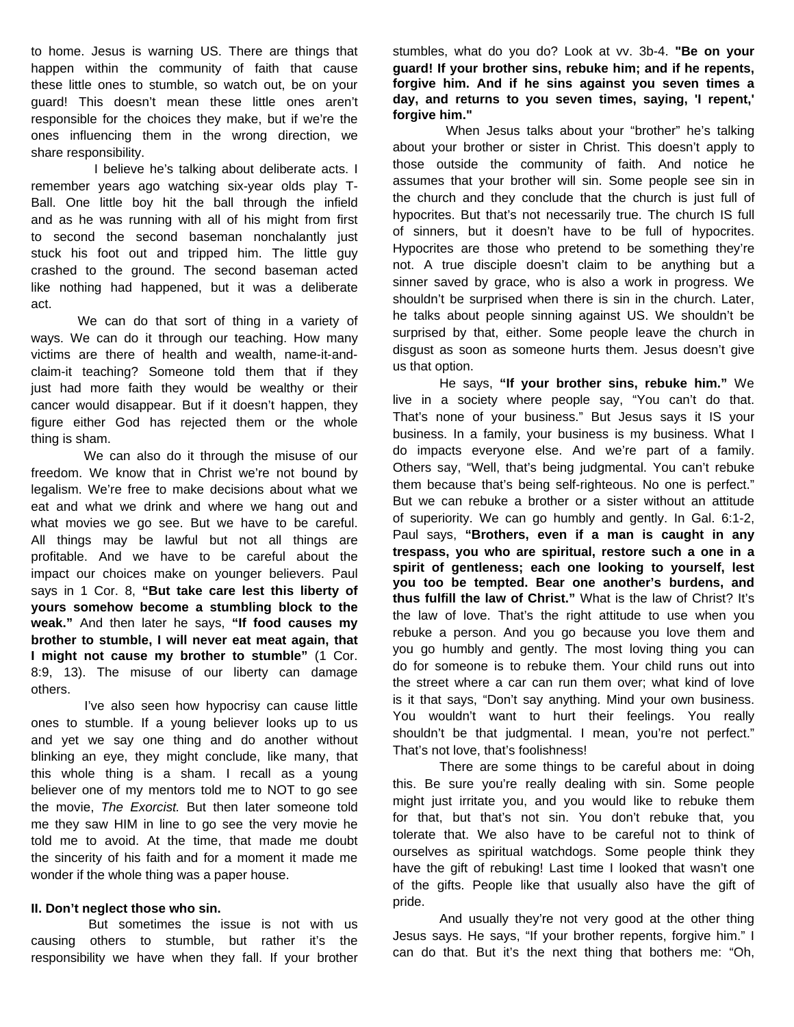to home. Jesus is warning US. There are things that happen within the community of faith that cause these little ones to stumble, so watch out, be on your guard! This doesn't mean these little ones aren't responsible for the choices they make, but if we're the ones influencing them in the wrong direction, we share responsibility.

I believe he's talking about deliberate acts. I remember years ago watching six-year olds play T-Ball. One little boy hit the ball through the infield and as he was running with all of his might from first to second the second baseman nonchalantly just stuck his foot out and tripped him. The little guy crashed to the ground. The second baseman acted like nothing had happened, but it was a deliberate act.

We can do that sort of thing in a variety of ways. We can do it through our teaching. How many victims are there of health and wealth, name-it-and-claim-it teaching? Someone told them that if they just had more faith they would be wealthy or their cancer would disappear. But if it doesn't happen, they figure either God has rejected them or the whole thing is sham.

We can also do it through the misuse of our freedom. We know that in Christ we're not bound by legalism. We're free to make decisions about what we eat and what we drink and where we hang out and what movies we go see. But we have to be careful. All things may be lawful but not all things are profitable. And we have to be careful about the impact our choices make on younger believers. Paul says in 1 Cor. 8, **"But take care lest this liberty of yours somehow become a stumbling block to the weak."** And then later he says, **"If food causes my brother to stumble, I will never eat meat again, that I might not cause my brother to stumble"** (1 Cor. 8:9, 13). The misuse of our liberty can damage others.

I've also seen how hypocrisy can cause little ones to stumble. If a young believer looks up to us and yet we say one thing and do another without blinking an eye, they might conclude, like many, that this whole thing is a sham. I recall as a young believer one of my mentors told me to NOT to go see the movie, *The Exorcist.* But then later someone told me they saw HIM in line to go see the very movie he told me to avoid. At the time, that made me doubt the sincerity of his faith and for a moment it made me wonder if the whole thing was a paper house.

**II. Don't neglect those who sin.**

But sometimes the issue is not with us causing others to stumble, but rather it's the responsibility we have when they fall. If your brother stumbles, what do you do? Look at vv. 3b-4. **"Be on your guard! If your brother sins, rebuke him; and if he repents, forgive him. And if he sins against you seven times a day, and returns to you seven times, saying, 'I repent,' forgive him."**

When Jesus talks about your "brother" he's talking about your brother or sister in Christ. This doesn't apply to those outside the community of faith. And notice he assumes that your brother will sin. Some people see sin in the church and they conclude that the church is just full of hypocrites. But that's not necessarily true. The church IS full of sinners, but it doesn't have to be full of hypocrites. Hypocrites are those who pretend to be something they're not. A true disciple doesn't claim to be anything but a sinner saved by grace, who is also a work in progress. We shouldn't be surprised when there is sin in the church. Later, he talks about people sinning against US. We shouldn't be surprised by that, either. Some people leave the church in disgust as soon as someone hurts them. Jesus doesn't give us that option.

He says, **"If your brother sins, rebuke him."** We live in a society where people say, "You can't do that. That's none of your business." But Jesus says it IS your business. In a family, your business is my business. What I do impacts everyone else. And we're part of a family. Others say, "Well, that's being judgmental. You can't rebuke them because that's being self-righteous. No one is perfect." But we can rebuke a brother or a sister without an attitude of superiority. We can go humbly and gently. In Gal. 6:1-2, Paul says, **"Brothers, even if a man is caught in any trespass, you who are spiritual, restore such a one in a spirit of gentleness; each one looking to yourself, lest you too be tempted. Bear one another's burdens, and thus fulfill the law of Christ."** What is the law of Christ? It's the law of love. That's the right attitude to use when you rebuke a person. And you go because you love them and you go humbly and gently. The most loving thing you can do for someone is to rebuke them. Your child runs out into the street where a car can run them over; what kind of love is it that says, "Don't say anything. Mind your own business. You wouldn't want to hurt their feelings. You really shouldn't be that judgmental. I mean, you're not perfect." That's not love, that's foolishness!

There are some things to be careful about in doing this. Be sure you're really dealing with sin. Some people might just irritate you, and you would like to rebuke them for that, but that's not sin. You don't rebuke that, you tolerate that. We also have to be careful not to think of ourselves as spiritual watchdogs. Some people think they have the gift of rebuking! Last time I looked that wasn't one of the gifts. People like that usually also have the gift of pride.

And usually they're not very good at the other thing Jesus says. He says, "If your brother repents, forgive him." I can do that. But it's the next thing that bothers me: "Oh,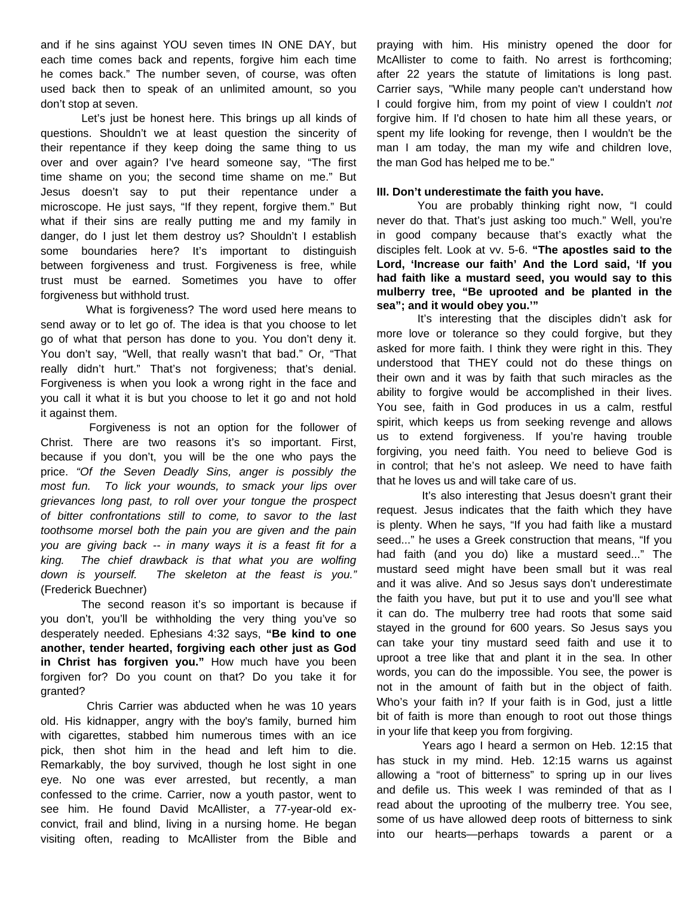and if he sins against YOU seven times IN ONE DAY, but each time comes back and repents, forgive him each time he comes back." The number seven, of course, was often used back then to speak of an unlimited amount, so you don't stop at seven.

Let's just be honest here. This brings up all kinds of questions. Shouldn't we at least question the sincerity of their repentance if they keep doing the same thing to us over and over again? I've heard someone say, "The first time shame on you; the second time shame on me." But Jesus doesn't say to put their repentance under a microscope. He just says, "If they repent, forgive them." But what if their sins are really putting me and my family in danger, do I just let them destroy us? Shouldn't I establish some boundaries here? It's important to distinguish between forgiveness and trust. Forgiveness is free, while trust must be earned. Sometimes you have to offer forgiveness but withhold trust.

What is forgiveness? The word used here means to send away or to let go of. The idea is that you choose to let go of what that person has done to you. You don't deny it. You don't say, "Well, that really wasn't that bad." Or, "That really didn't hurt." That's not forgiveness; that's denial. Forgiveness is when you look a wrong right in the face and you call it what it is but you choose to let it go and not hold it against them.

Forgiveness is not an option for the follower of Christ. There are two reasons it's so important. First, because if you don't, you will be the one who pays the price. *"Of the Seven Deadly Sins, anger is possibly the most fun. To lick your wounds, to smack your lips over grievances long past, to roll over your tongue the prospect of bitter confrontations still to come, to savor to the last toothsome morsel both the pain you are given and the pain you are giving back -- in many ways it is a feast fit for a king. The chief drawback is that what you are wolfing down is yourself. The skeleton at the feast is you."* (Frederick Buechner)

The second reason it's so important is because if you don't, you'll be withholding the very thing you've so desperately needed. Ephesians 4:32 says, **"Be kind to one another, tender hearted, forgiving each other just as God in Christ has forgiven you."** How much have you been forgiven for? Do you count on that? Do you take it for granted?

Chris Carrier was abducted when he was 10 years old. His kidnapper, angry with the boy's family, burned him with cigarettes, stabbed him numerous times with an ice pick, then shot him in the head and left him to die. Remarkably, the boy survived, though he lost sight in one eye. No one was ever arrested, but recently, a man confessed to the crime. Carrier, now a youth pastor, went to see him. He found David McAllister, a 77-year-old ex-convict, frail and blind, living in a nursing home. He began visiting often, reading to McAllister from the Bible and praying with him. His ministry opened the door for McAllister to come to faith. No arrest is forthcoming; after 22 years the statute of limitations is long past. Carrier says, "While many people can't understand how I could forgive him, from my point of view I couldn't *not* forgive him. If I'd chosen to hate him all these years, or spent my life looking for revenge, then I wouldn't be the man I am today, the man my wife and children love, the man God has helped me to be."

**III. Don't underestimate the faith you have.**

You are probably thinking right now, "I could never do that. That's just asking too much." Well, you're in good company because that's exactly what the disciples felt. Look at vv. 5-6. **"The apostles said to the Lord, 'Increase our faith' And the Lord said, 'If you had faith like a mustard seed, you would say to this mulberry tree, "Be uprooted and be planted in the sea"; and it would obey you.'"**

It's interesting that the disciples didn't ask for more love or tolerance so they could forgive, but they asked for more faith. I think they were right in this. They understood that THEY could not do these things on their own and it was by faith that such miracles as the ability to forgive would be accomplished in their lives. You see, faith in God produces in us a calm, restful spirit, which keeps us from seeking revenge and allows us to extend forgiveness. If you're having trouble forgiving, you need faith. You need to believe God is in control; that he's not asleep. We need to have faith that he loves us and will take care of us.

It's also interesting that Jesus doesn't grant their request. Jesus indicates that the faith which they have is plenty. When he says, "If you had faith like a mustard seed..." he uses a Greek construction that means, "If you had faith (and you do) like a mustard seed..." The mustard seed might have been small but it was real and it was alive. And so Jesus says don't underestimate the faith you have, but put it to use and you'll see what it can do. The mulberry tree had roots that some said stayed in the ground for 600 years. So Jesus says you can take your tiny mustard seed faith and use it to uproot a tree like that and plant it in the sea. In other words, you can do the impossible. You see, the power is not in the amount of faith but in the object of faith. Who's your faith in? If your faith is in God, just a little bit of faith is more than enough to root out those things in your life that keep you from forgiving.

Years ago I heard a sermon on Heb. 12:15 that has stuck in my mind. Heb. 12:15 warns us against allowing a "root of bitterness" to spring up in our lives and defile us. This week I was reminded of that as I read about the uprooting of the mulberry tree. You see, some of us have allowed deep roots of bitterness to sink into our hearts—perhaps towards a parent or a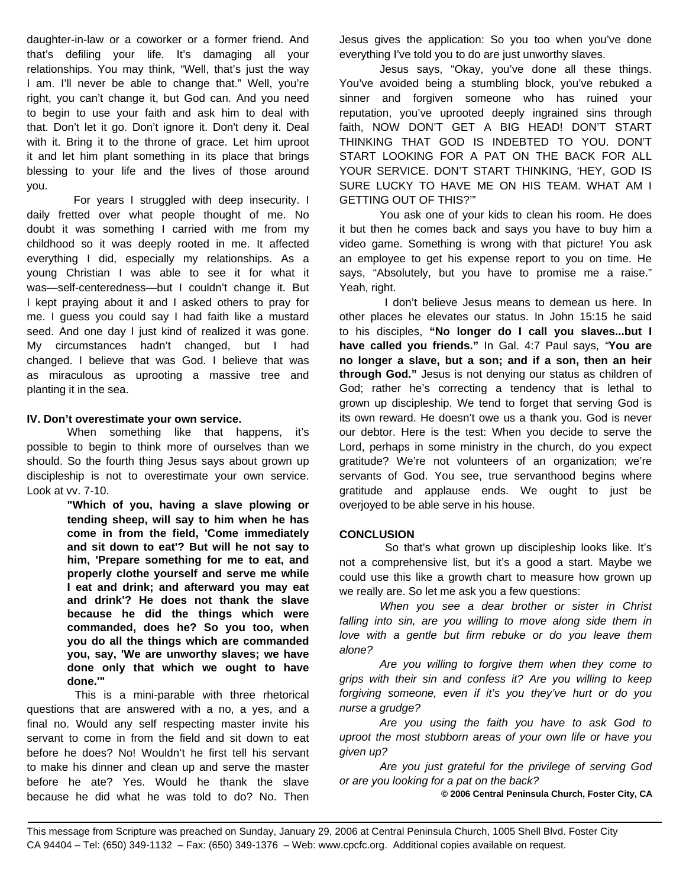daughter-in-law or a coworker or a former friend. And that's defiling your life. It's damaging all your relationships. You may think, "Well, that's just the way I am. I'll never be able to change that." Well, you're right, you can't change it, but God can. And you need to begin to use your faith and ask him to deal with that. Don't let it go. Don't ignore it. Don't deny it. Deal with it. Bring it to the throne of grace. Let him uproot it and let him plant something in its place that brings blessing to your life and the lives of those around you.

For years I struggled with deep insecurity. I daily fretted over what people thought of me. No doubt it was something I carried with me from my childhood so it was deeply rooted in me. It affected everything I did, especially my relationships. As a young Christian I was able to see it for what it was—self-centeredness—but I couldn't change it. But I kept praying about it and I asked others to pray for me. I guess you could say I had faith like a mustard seed. And one day I just kind of realized it was gone. My circumstances hadn't changed, but I had changed. I believe that was God. I believe that was as miraculous as uprooting a massive tree and planting it in the sea.

**IV. Don't overestimate your own service.**

When something like that happens, it's possible to begin to think more of ourselves than we should. So the fourth thing Jesus says about grown up discipleship is not to overestimate your own service. Look at vv. 7-10.

> **"Which of you, having a slave plowing or tending sheep, will say to him when he has come in from the field, 'Come immediately and sit down to eat'? But will he not say to him, 'Prepare something for me to eat, and properly clothe yourself and serve me while I eat and drink; and afterward you may eat and drink'? He does not thank the slave because he did the things which were commanded, does he? So you too, when you do all the things which are commanded you, say, 'We are unworthy slaves; we have done only that which we ought to have done.'"**

This is a mini-parable with three rhetorical questions that are answered with a no, a yes, and a final no. Would any self respecting master invite his servant to come in from the field and sit down to eat before he does? No! Wouldn't he first tell his servant to make his dinner and clean up and serve the master before he ate? Yes. Would he thank the slave because he did what he was told to do? No. Then Jesus gives the application: So you too when you've done everything I've told you to do are just unworthy slaves.

Jesus says, "Okay, you've done all these things. You've avoided being a stumbling block, you've rebuked a sinner and forgiven someone who has ruined your reputation, you've uprooted deeply ingrained sins through faith, NOW DON'T GET A BIG HEAD! DON'T START THINKING THAT GOD IS INDEBTED TO YOU. DON'T START LOOKING FOR A PAT ON THE BACK FOR ALL YOUR SERVICE. DON'T START THINKING, 'HEY, GOD IS SURE LUCKY TO HAVE ME ON HIS TEAM. WHAT AM I GETTING OUT OF THIS?'"

You ask one of your kids to clean his room. He does it but then he comes back and says you have to buy him a video game. Something is wrong with that picture! You ask an employee to get his expense report to you on time. He says, "Absolutely, but you have to promise me a raise." Yeah, right.

I don't believe Jesus means to demean us here. In other places he elevates our status. In John 15:15 he said to his disciples, **"No longer do I call you slaves...but I have called you friends."** In Gal. 4:7 Paul says, *"***You are no longer a slave, but a son; and if a son, then an heir through God."** Jesus is not denying our status as children of God; rather he's correcting a tendency that is lethal to grown up discipleship. We tend to forget that serving God is its own reward. He doesn't owe us a thank you. God is never our debtor. Here is the test: When you decide to serve the Lord, perhaps in some ministry in the church, do you expect gratitude? We're not volunteers of an organization; we're servants of God. You see, true servanthood begins where gratitude and applause ends. We ought to just be overjoyed to be able serve in his house.

**CONCLUSION**

So that's what grown up discipleship looks like. It's not a comprehensive list, but it's a good a start. Maybe we could use this like a growth chart to measure how grown up we really are. So let me ask you a few questions:

*When you see a dear brother or sister in Christ falling into sin, are you willing to move along side them in love with a gentle but firm rebuke or do you leave them alone?*

*Are you willing to forgive them when they come to grips with their sin and confess it? Are you willing to keep forgiving someone, even if it's you they've hurt or do you nurse a grudge?*

*Are you using the faith you have to ask God to uproot the most stubborn areas of your own life or have you given up?*

*Are you just grateful for the privilege of serving God or are you looking for a pat on the back?*

**© 2006 Central Peninsula Church, Foster City, CA**

This message from Scripture was preached on Sunday, January 29, 2006 at Central Peninsula Church, 1005 Shell Blvd. Foster City CA 94404 – Tel: (650) 349-1132 – Fax: (650) 349-1376 – Web: www.cpcfc.org. Additional copies available on request.